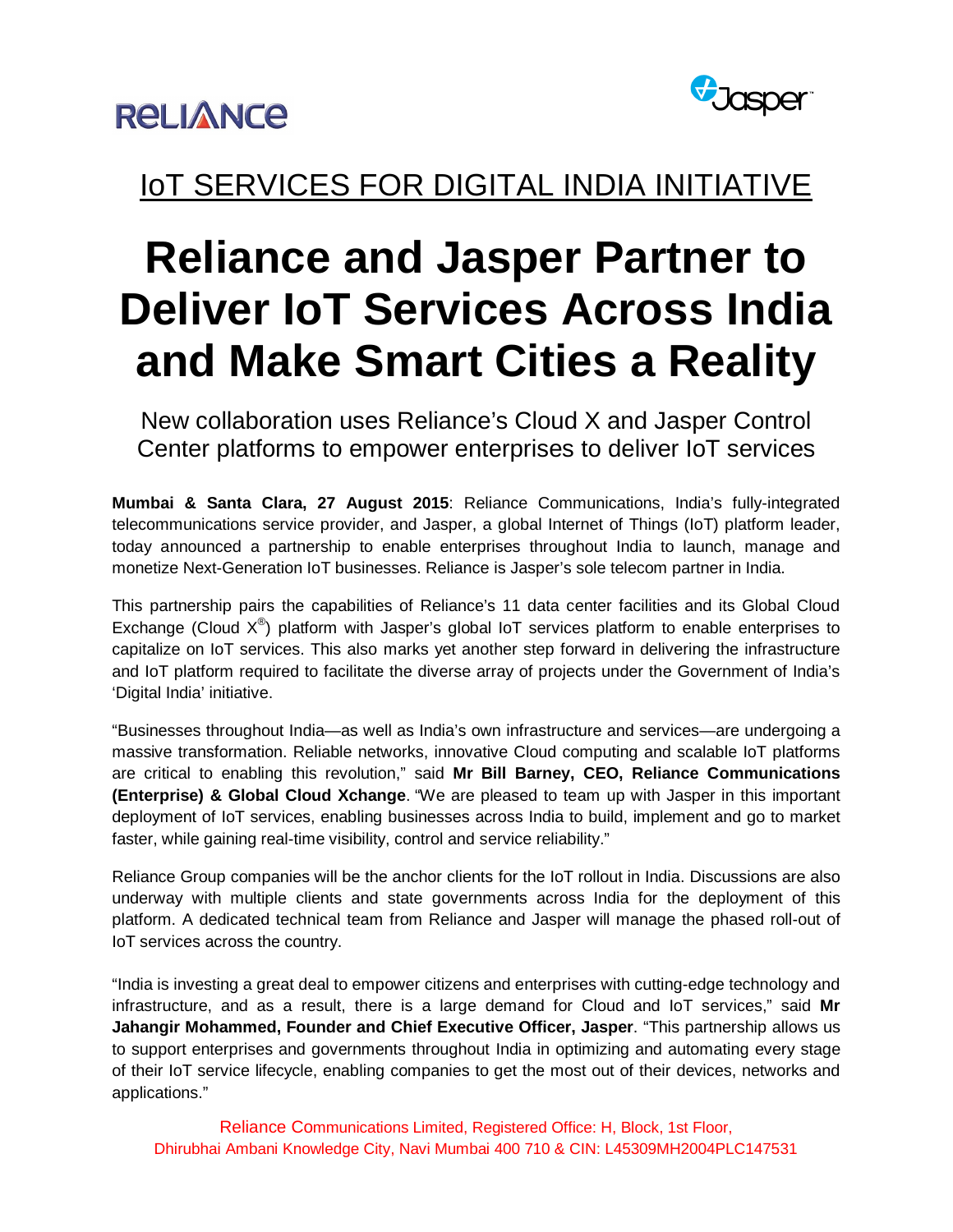RELIANCE

Jasper

## IoT SERVICES FOR DIGITAL INDIA INITIATIVE

# Reliance and Jasper Partner to Deliver IoT Services Across India and Make Smart Cities a Reality

New collaboration uses Reliance's Cloud X and Jasper Control Center platforms to empower enterprises to deliver IoT services

**Mumbai & Santa Clara, 27 August 2015**: Reliance Communications, India's fully-integrated telecommunications service provider, and Jasper, a global Internet of Things (IoT) platform leader, today announced a partnership to enable enterprises throughout India to launch, manage and monetize Next-Generation IoT businesses. Reliance is Jasper's sole telecom partner in India.

This partnership pairs the capabilities of Reliance's 11 data center facilities and its Global Cloud Exchange (Cloud X®) platform with Jasper's global IoT services platform to enable enterprises to capitalize on IoT services. This also marks yet another step forward in delivering the infrastructure and IoT platform required to facilitate the diverse array of projects under the Government of India's 'Digital India' initiative.

"Businesses throughout India—as well as India's own infrastructure and services—are undergoing a massive transformation. Reliable networks, innovative Cloud computing and scalable IoT platforms are critical to enabling this revolution," said **Mr Bill Barney, CEO, Reliance Communications (Enterprise) & Global Cloud Xchange**. "We are pleased to team up with Jasper in this important deployment of IoT services, enabling businesses across India to build, implement and go to market faster, while gaining real-time visibility, control and service reliability."

Reliance Group companies will be the anchor clients for the IoT rollout in India. Discussions are also underway with multiple clients and state governments across India for the deployment of this platform. A dedicated technical team from Reliance and Jasper will manage the phased roll-out of IoT services across the country.

"India is investing a great deal to empower citizens and enterprises with cutting-edge technology and infrastructure, and as a result, there is a large demand for Cloud and IoT services," said **Mr Jahangir Mohammed, Founder and Chief Executive Officer, Jasper**. "This partnership allows us to support enterprises and governments throughout India in optimizing and automating every stage of their IoT service lifecycle, enabling companies to get the most out of their devices, networks and applications."

Reliance Communications Limited, Registered Office: H, Block, 1st Floor,
Dhirubhai Ambani Knowledge City, Navi Mumbai 400 710 & CIN: L45309MH2004PLC147531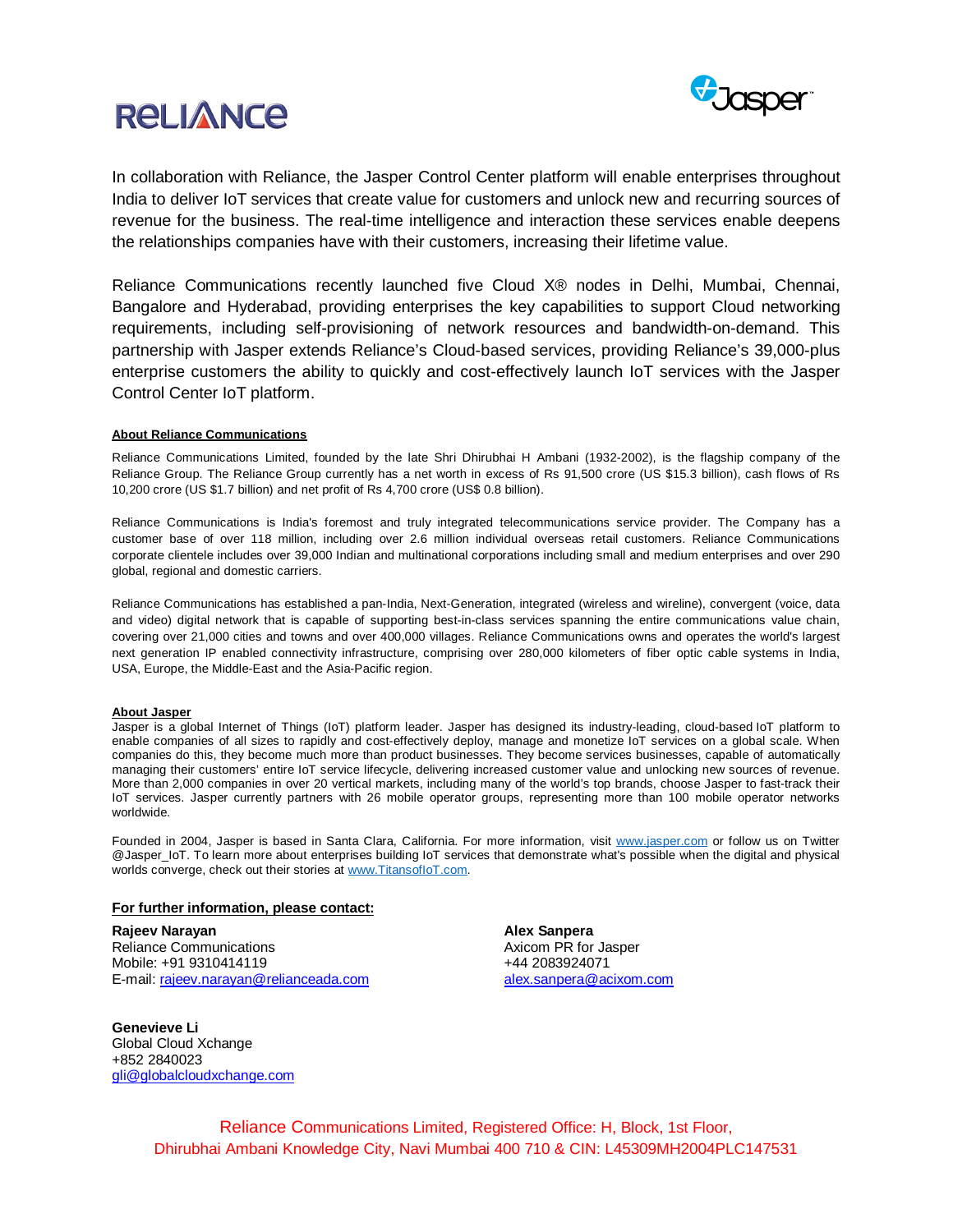In collaboration with Reliance, the Jasper Control Center platform will enable enterprises throughout India to deliver IoT services that create value for customers and unlock new and recurring sources of revenue for the business. The real-time intelligence and interaction these services enable deepens the relationships companies have with their customers, increasing their lifetime value.

Reliance Communications recently launched five Cloud X® nodes in Delhi, Mumbai, Chennai, Bangalore and Hyderabad, providing enterprises the key capabilities to support Cloud networking requirements, including self-provisioning of network resources and bandwidth-on-demand. This partnership with Jasper extends Reliance's Cloud-based services, providing Reliance's 39,000-plus enterprise customers the ability to quickly and cost-effectively launch IoT services with the Jasper Control Center IoT platform.

**About Reliance Communications**

Reliance Communications Limited, founded by the late Shri Dhirubhai H Ambani (1932-2002), is the flagship company of the Reliance Group. The Reliance Group currently has a net worth in excess of Rs 91,500 crore (US $15.3 billion), cash flows of Rs 10,200 crore (US $1.7 billion) and net profit of Rs 4,700 crore (US$ 0.8 billion).

Reliance Communications is India's foremost and truly integrated telecommunications service provider. The Company has a customer base of over 118 million, including over 2.6 million individual overseas retail customers. Reliance Communications corporate clientele includes over 39,000 Indian and multinational corporations including small and medium enterprises and over 290 global, regional and domestic carriers.

Reliance Communications has established a pan-India, Next-Generation, integrated (wireless and wireline), convergent (voice, data and video) digital network that is capable of supporting best-in-class services spanning the entire communications value chain, covering over 21,000 cities and towns and over 400,000 villages. Reliance Communications owns and operates the world's largest next generation IP enabled connectivity infrastructure, comprising over 280,000 kilometers of fiber optic cable systems in India, USA, Europe, the Middle-East and the Asia-Pacific region.

**About Jasper**

Jasper is a global Internet of Things (IoT) platform leader. Jasper has designed its industry-leading, cloud-based IoT platform to enable companies of all sizes to rapidly and cost-effectively deploy, manage and monetize IoT services on a global scale. When companies do this, they become much more than product businesses. They become services businesses, capable of automatically managing their customers' entire IoT service lifecycle, delivering increased customer value and unlocking new sources of revenue. More than 2,000 companies in over 20 vertical markets, including many of the world's top brands, choose Jasper to fast-track their IoT services. Jasper currently partners with 26 mobile operator groups, representing more than 100 mobile operator networks worldwide.

Founded in 2004, Jasper is based in Santa Clara, California. For more information, visit www.jasper.com or follow us on Twitter @Jasper_IoT. To learn more about enterprises building IoT services that demonstrate what's possible when the digital and physical worlds converge, check out their stories at www.TitansofIoT.com.

**For further information, please contact:**

**Rajeev Narayan**
Reliance Communications
Mobile: +91 9310414119
E-mail: rajeev.narayan@relianceada.com

**Alex Sanpera**
Axicom PR for Jasper
+44 2083924071
alex.sanpera@acixom.com

**Genevieve Li**
Global Cloud Xchange
+852 2840023
gli@globalcloudxchange.com

Reliance Communications Limited, Registered Office: H, Block, 1st Floor, Dhirubhai Ambani Knowledge City, Navi Mumbai 400 710 & CIN: L45309MH2004PLC147531